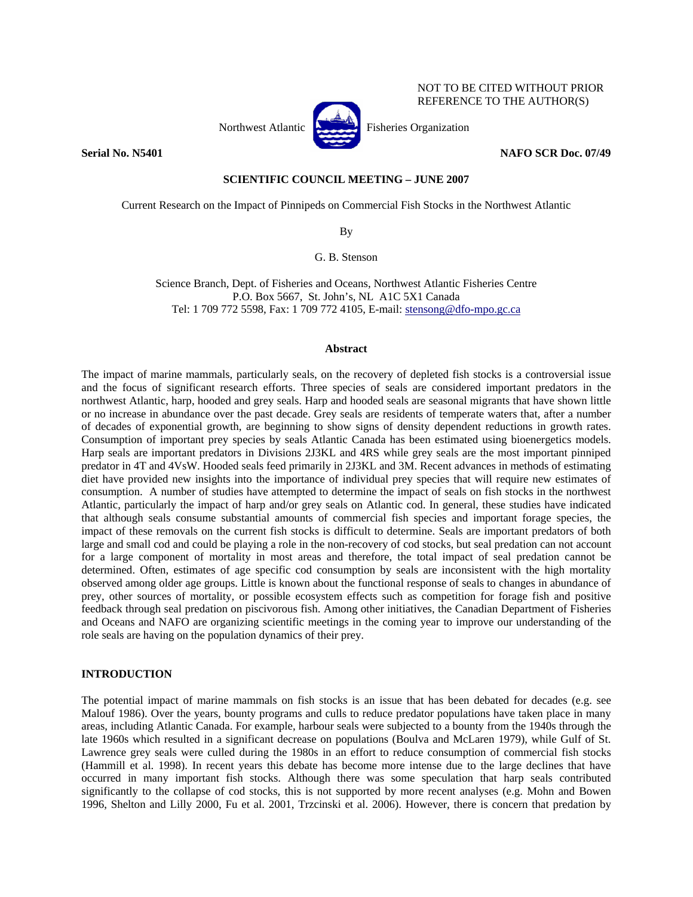NOT TO BE CITED WITHOUT PRIOR REFERENCE TO THE AUTHOR(S)

Northwest Atlantic Fisheries Organization

**Serial No. N5401** **NAFO SCR Doc. 07/49**

**SCIENTIFIC COUNCIL MEETING – JUNE 2007**

Current Research on the Impact of Pinnipeds on Commercial Fish Stocks in the Northwest Atlantic

By

G. B. Stenson

Science Branch, Dept. of Fisheries and Oceans, Northwest Atlantic Fisheries Centre
P.O. Box 5667, St. John's, NL A1C 5X1 Canada
Tel: 1 709 772 5598, Fax: 1 709 772 4105, E-mail: stensong@dfo-mpo.gc.ca

## Abstract

The impact of marine mammals, particularly seals, on the recovery of depleted fish stocks is a controversial issue and the focus of significant research efforts. Three species of seals are considered important predators in the northwest Atlantic, harp, hooded and grey seals. Harp and hooded seals are seasonal migrants that have shown little or no increase in abundance over the past decade. Grey seals are residents of temperate waters that, after a number of decades of exponential growth, are beginning to show signs of density dependent reductions in growth rates. Consumption of important prey species by seals Atlantic Canada has been estimated using bioenergetics models. Harp seals are important predators in Divisions 2J3KL and 4RS while grey seals are the most important pinniped predator in 4T and 4VsW. Hooded seals feed primarily in 2J3KL and 3M. Recent advances in methods of estimating diet have provided new insights into the importance of individual prey species that will require new estimates of consumption. A number of studies have attempted to determine the impact of seals on fish stocks in the northwest Atlantic, particularly the impact of harp and/or grey seals on Atlantic cod. In general, these studies have indicated that although seals consume substantial amounts of commercial fish species and important forage species, the impact of these removals on the current fish stocks is difficult to determine. Seals are important predators of both large and small cod and could be playing a role in the non-recovery of cod stocks, but seal predation can not account for a large component of mortality in most areas and therefore, the total impact of seal predation cannot be determined. Often, estimates of age specific cod consumption by seals are inconsistent with the high mortality observed among older age groups. Little is known about the functional response of seals to changes in abundance of prey, other sources of mortality, or possible ecosystem effects such as competition for forage fish and positive feedback through seal predation on piscivorous fish. Among other initiatives, the Canadian Department of Fisheries and Oceans and NAFO are organizing scientific meetings in the coming year to improve our understanding of the role seals are having on the population dynamics of their prey.

## INTRODUCTION

The potential impact of marine mammals on fish stocks is an issue that has been debated for decades (e.g. see Malouf 1986). Over the years, bounty programs and culls to reduce predator populations have taken place in many areas, including Atlantic Canada. For example, harbour seals were subjected to a bounty from the 1940s through the late 1960s which resulted in a significant decrease on populations (Boulva and McLaren 1979), while Gulf of St. Lawrence grey seals were culled during the 1980s in an effort to reduce consumption of commercial fish stocks (Hammill et al. 1998). In recent years this debate has become more intense due to the large declines that have occurred in many important fish stocks. Although there was some speculation that harp seals contributed significantly to the collapse of cod stocks, this is not supported by more recent analyses (e.g. Mohn and Bowen 1996, Shelton and Lilly 2000, Fu et al. 2001, Trzcinski et al. 2006). However, there is concern that predation by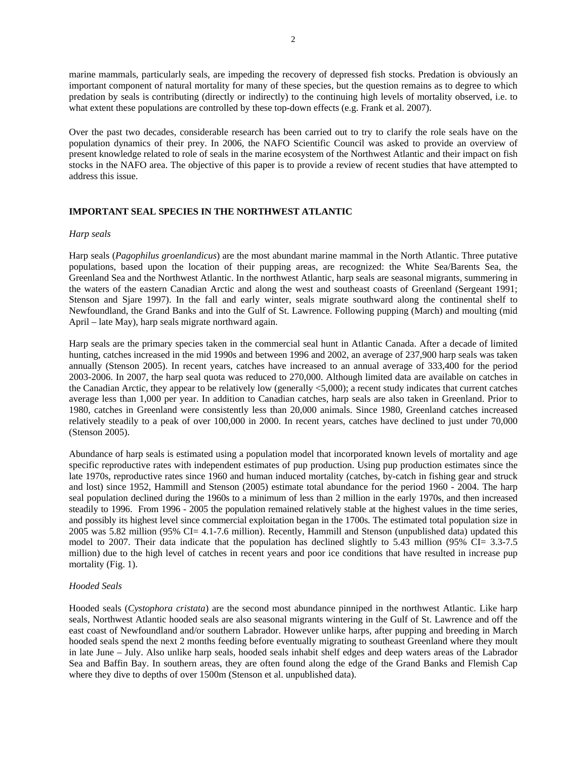marine mammals, particularly seals, are impeding the recovery of depressed fish stocks. Predation is obviously an important component of natural mortality for many of these species, but the question remains as to degree to which predation by seals is contributing (directly or indirectly) to the continuing high levels of mortality observed, i.e. to what extent these populations are controlled by these top-down effects (e.g. Frank et al. 2007).

Over the past two decades, considerable research has been carried out to try to clarify the role seals have on the population dynamics of their prey. In 2006, the NAFO Scientific Council was asked to provide an overview of present knowledge related to role of seals in the marine ecosystem of the Northwest Atlantic and their impact on fish stocks in the NAFO area. The objective of this paper is to provide a review of recent studies that have attempted to address this issue.

## IMPORTANT SEAL SPECIES IN THE NORTHWEST ATLANTIC

### *Harp seals*

Harp seals (*Pagophilus groenlandicus*) are the most abundant marine mammal in the North Atlantic. Three putative populations, based upon the location of their pupping areas, are recognized: the White Sea/Barents Sea, the Greenland Sea and the Northwest Atlantic. In the northwest Atlantic, harp seals are seasonal migrants, summering in the waters of the eastern Canadian Arctic and along the west and southeast coasts of Greenland (Sergeant 1991; Stenson and Sjare 1997). In the fall and early winter, seals migrate southward along the continental shelf to Newfoundland, the Grand Banks and into the Gulf of St. Lawrence. Following pupping (March) and moulting (mid April – late May), harp seals migrate northward again.

Harp seals are the primary species taken in the commercial seal hunt in Atlantic Canada. After a decade of limited hunting, catches increased in the mid 1990s and between 1996 and 2002, an average of 237,900 harp seals was taken annually (Stenson 2005). In recent years, catches have increased to an annual average of 333,400 for the period 2003-2006. In 2007, the harp seal quota was reduced to 270,000. Although limited data are available on catches in the Canadian Arctic, they appear to be relatively low (generally <5,000); a recent study indicates that current catches average less than 1,000 per year. In addition to Canadian catches, harp seals are also taken in Greenland. Prior to 1980, catches in Greenland were consistently less than 20,000 animals. Since 1980, Greenland catches increased relatively steadily to a peak of over 100,000 in 2000. In recent years, catches have declined to just under 70,000 (Stenson 2005).

Abundance of harp seals is estimated using a population model that incorporated known levels of mortality and age specific reproductive rates with independent estimates of pup production. Using pup production estimates since the late 1970s, reproductive rates since 1960 and human induced mortality (catches, by-catch in fishing gear and struck and lost) since 1952, Hammill and Stenson (2005) estimate total abundance for the period 1960 - 2004. The harp seal population declined during the 1960s to a minimum of less than 2 million in the early 1970s, and then increased steadily to 1996. From 1996 - 2005 the population remained relatively stable at the highest values in the time series, and possibly its highest level since commercial exploitation began in the 1700s. The estimated total population size in 2005 was 5.82 million (95% CI= 4.1-7.6 million). Recently, Hammill and Stenson (unpublished data) updated this model to 2007. Their data indicate that the population has declined slightly to 5.43 million (95% CI= 3.3-7.5 million) due to the high level of catches in recent years and poor ice conditions that have resulted in increase pup mortality (Fig. 1).

### *Hooded Seals*

Hooded seals (*Cystophora cristata*) are the second most abundance pinniped in the northwest Atlantic. Like harp seals, Northwest Atlantic hooded seals are also seasonal migrants wintering in the Gulf of St. Lawrence and off the east coast of Newfoundland and/or southern Labrador. However unlike harps, after pupping and breeding in March hooded seals spend the next 2 months feeding before eventually migrating to southeast Greenland where they moult in late June – July. Also unlike harp seals, hooded seals inhabit shelf edges and deep waters areas of the Labrador Sea and Baffin Bay. In southern areas, they are often found along the edge of the Grand Banks and Flemish Cap where they dive to depths of over 1500m (Stenson et al. unpublished data).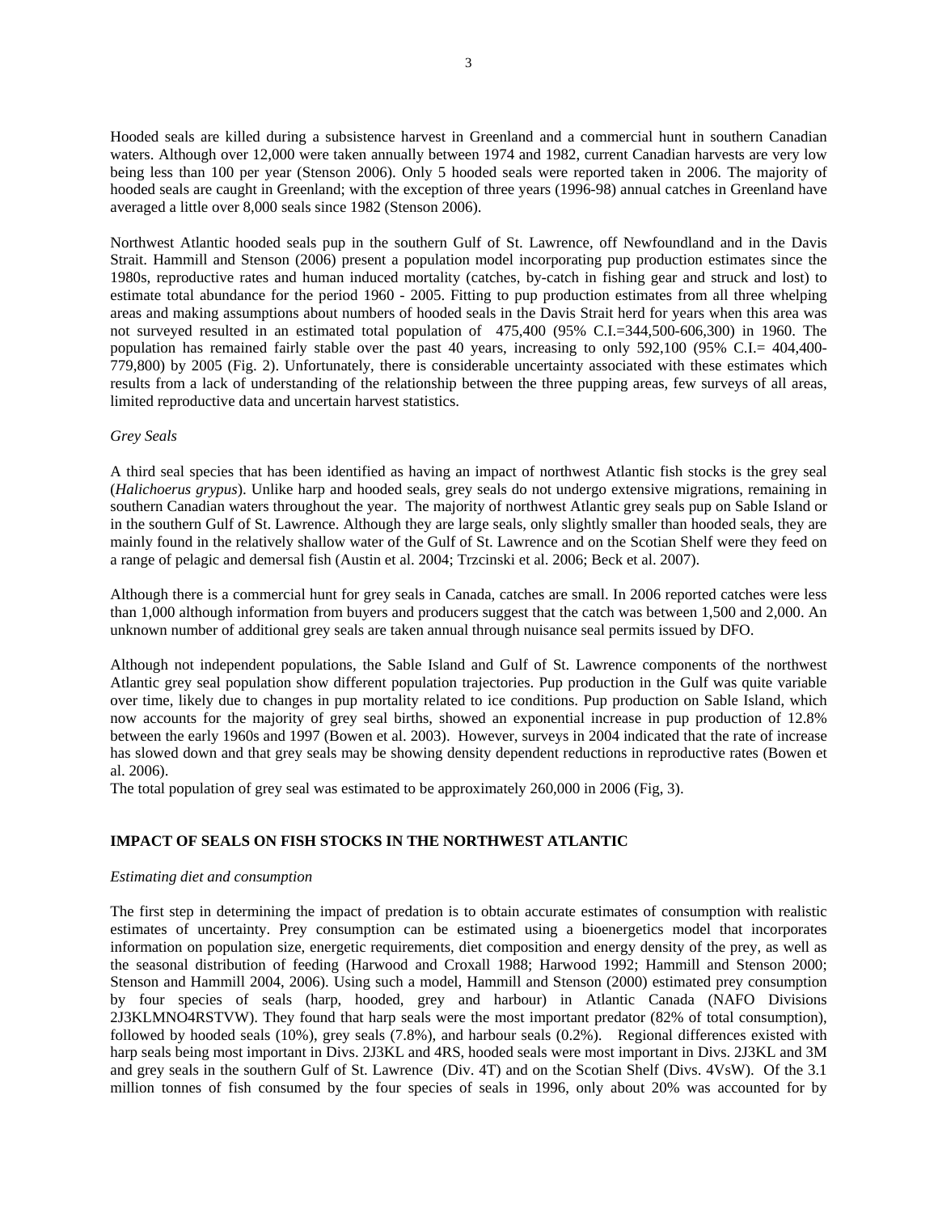Hooded seals are killed during a subsistence harvest in Greenland and a commercial hunt in southern Canadian waters. Although over 12,000 were taken annually between 1974 and 1982, current Canadian harvests are very low being less than 100 per year (Stenson 2006). Only 5 hooded seals were reported taken in 2006. The majority of hooded seals are caught in Greenland; with the exception of three years (1996-98) annual catches in Greenland have averaged a little over 8,000 seals since 1982 (Stenson 2006).

Northwest Atlantic hooded seals pup in the southern Gulf of St. Lawrence, off Newfoundland and in the Davis Strait. Hammill and Stenson (2006) present a population model incorporating pup production estimates since the 1980s, reproductive rates and human induced mortality (catches, by-catch in fishing gear and struck and lost) to estimate total abundance for the period 1960 - 2005. Fitting to pup production estimates from all three whelping areas and making assumptions about numbers of hooded seals in the Davis Strait herd for years when this area was not surveyed resulted in an estimated total population of 475,400 (95% C.I.=344,500-606,300) in 1960. The population has remained fairly stable over the past 40 years, increasing to only 592,100 (95% C.I.= 404,400-779,800) by 2005 (Fig. 2). Unfortunately, there is considerable uncertainty associated with these estimates which results from a lack of understanding of the relationship between the three pupping areas, few surveys of all areas, limited reproductive data and uncertain harvest statistics.

*Grey Seals*

A third seal species that has been identified as having an impact of northwest Atlantic fish stocks is the grey seal (*Halichoerus grypus*). Unlike harp and hooded seals, grey seals do not undergo extensive migrations, remaining in southern Canadian waters throughout the year. The majority of northwest Atlantic grey seals pup on Sable Island or in the southern Gulf of St. Lawrence. Although they are large seals, only slightly smaller than hooded seals, they are mainly found in the relatively shallow water of the Gulf of St. Lawrence and on the Scotian Shelf were they feed on a range of pelagic and demersal fish (Austin et al. 2004; Trzcinski et al. 2006; Beck et al. 2007).

Although there is a commercial hunt for grey seals in Canada, catches are small. In 2006 reported catches were less than 1,000 although information from buyers and producers suggest that the catch was between 1,500 and 2,000. An unknown number of additional grey seals are taken annual through nuisance seal permits issued by DFO.

Although not independent populations, the Sable Island and Gulf of St. Lawrence components of the northwest Atlantic grey seal population show different population trajectories. Pup production in the Gulf was quite variable over time, likely due to changes in pup mortality related to ice conditions. Pup production on Sable Island, which now accounts for the majority of grey seal births, showed an exponential increase in pup production of 12.8% between the early 1960s and 1997 (Bowen et al. 2003). However, surveys in 2004 indicated that the rate of increase has slowed down and that grey seals may be showing density dependent reductions in reproductive rates (Bowen et al. 2006).
The total population of grey seal was estimated to be approximately 260,000 in 2006 (Fig, 3).

## IMPACT OF SEALS ON FISH STOCKS IN THE NORTHWEST ATLANTIC

*Estimating diet and consumption*

The first step in determining the impact of predation is to obtain accurate estimates of consumption with realistic estimates of uncertainty. Prey consumption can be estimated using a bioenergetics model that incorporates information on population size, energetic requirements, diet composition and energy density of the prey, as well as the seasonal distribution of feeding (Harwood and Croxall 1988; Harwood 1992; Hammill and Stenson 2000; Stenson and Hammill 2004, 2006). Using such a model, Hammill and Stenson (2000) estimated prey consumption by four species of seals (harp, hooded, grey and harbour) in Atlantic Canada (NAFO Divisions 2J3KLMNO4RSTVW). They found that harp seals were the most important predator (82% of total consumption), followed by hooded seals (10%), grey seals (7.8%), and harbour seals (0.2%). Regional differences existed with harp seals being most important in Divs. 2J3KL and 4RS, hooded seals were most important in Divs. 2J3KL and 3M and grey seals in the southern Gulf of St. Lawrence (Div. 4T) and on the Scotian Shelf (Divs. 4VsW). Of the 3.1 million tonnes of fish consumed by the four species of seals in 1996, only about 20% was accounted for by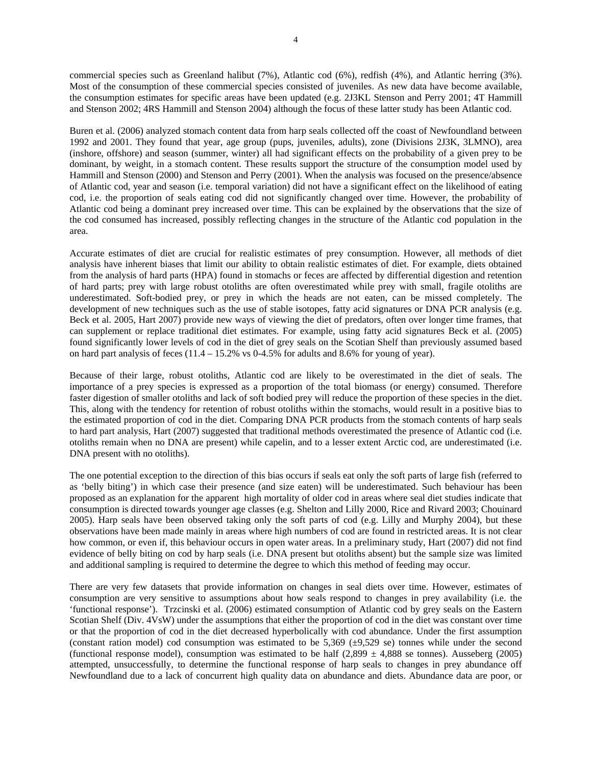commercial species such as Greenland halibut (7%), Atlantic cod (6%), redfish (4%), and Atlantic herring (3%). Most of the consumption of these commercial species consisted of juveniles. As new data have become available, the consumption estimates for specific areas have been updated (e.g. 2J3KL Stenson and Perry 2001; 4T Hammill and Stenson 2002; 4RS Hammill and Stenson 2004) although the focus of these latter study has been Atlantic cod.

Buren et al. (2006) analyzed stomach content data from harp seals collected off the coast of Newfoundland between 1992 and 2001. They found that year, age group (pups, juveniles, adults), zone (Divisions 2J3K, 3LMNO), area (inshore, offshore) and season (summer, winter) all had significant effects on the probability of a given prey to be dominant, by weight, in a stomach content. These results support the structure of the consumption model used by Hammill and Stenson (2000) and Stenson and Perry (2001). When the analysis was focused on the presence/absence of Atlantic cod, year and season (i.e. temporal variation) did not have a significant effect on the likelihood of eating cod, i.e. the proportion of seals eating cod did not significantly changed over time. However, the probability of Atlantic cod being a dominant prey increased over time. This can be explained by the observations that the size of the cod consumed has increased, possibly reflecting changes in the structure of the Atlantic cod population in the area.

Accurate estimates of diet are crucial for realistic estimates of prey consumption. However, all methods of diet analysis have inherent biases that limit our ability to obtain realistic estimates of diet. For example, diets obtained from the analysis of hard parts (HPA) found in stomachs or feces are affected by differential digestion and retention of hard parts; prey with large robust otoliths are often overestimated while prey with small, fragile otoliths are underestimated. Soft-bodied prey, or prey in which the heads are not eaten, can be missed completely. The development of new techniques such as the use of stable isotopes, fatty acid signatures or DNA PCR analysis (e.g. Beck et al. 2005, Hart 2007) provide new ways of viewing the diet of predators, often over longer time frames, that can supplement or replace traditional diet estimates. For example, using fatty acid signatures Beck et al. (2005) found significantly lower levels of cod in the diet of grey seals on the Scotian Shelf than previously assumed based on hard part analysis of feces (11.4 – 15.2% vs 0-4.5% for adults and 8.6% for young of year).

Because of their large, robust otoliths, Atlantic cod are likely to be overestimated in the diet of seals. The importance of a prey species is expressed as a proportion of the total biomass (or energy) consumed. Therefore faster digestion of smaller otoliths and lack of soft bodied prey will reduce the proportion of these species in the diet. This, along with the tendency for retention of robust otoliths within the stomachs, would result in a positive bias to the estimated proportion of cod in the diet. Comparing DNA PCR products from the stomach contents of harp seals to hard part analysis, Hart (2007) suggested that traditional methods overestimated the presence of Atlantic cod (i.e. otoliths remain when no DNA are present) while capelin, and to a lesser extent Arctic cod, are underestimated (i.e. DNA present with no otoliths).

The one potential exception to the direction of this bias occurs if seals eat only the soft parts of large fish (referred to as 'belly biting') in which case their presence (and size eaten) will be underestimated. Such behaviour has been proposed as an explanation for the apparent high mortality of older cod in areas where seal diet studies indicate that consumption is directed towards younger age classes (e.g. Shelton and Lilly 2000, Rice and Rivard 2003; Chouinard 2005). Harp seals have been observed taking only the soft parts of cod (e.g. Lilly and Murphy 2004), but these observations have been made mainly in areas where high numbers of cod are found in restricted areas. It is not clear how common, or even if, this behaviour occurs in open water areas. In a preliminary study, Hart (2007) did not find evidence of belly biting on cod by harp seals (i.e. DNA present but otoliths absent) but the sample size was limited and additional sampling is required to determine the degree to which this method of feeding may occur.

There are very few datasets that provide information on changes in seal diets over time. However, estimates of consumption are very sensitive to assumptions about how seals respond to changes in prey availability (i.e. the 'functional response'). Trzcinski et al. (2006) estimated consumption of Atlantic cod by grey seals on the Eastern Scotian Shelf (Div. 4VsW) under the assumptions that either the proportion of cod in the diet was constant over time or that the proportion of cod in the diet decreased hyperbolically with cod abundance. Under the first assumption (constant ration model) cod consumption was estimated to be 5,369 (±9,529 se) tonnes while under the second (functional response model), consumption was estimated to be half (2,899 ± 4,888 se tonnes). Ausseberg (2005) attempted, unsuccessfully, to determine the functional response of harp seals to changes in prey abundance off Newfoundland due to a lack of concurrent high quality data on abundance and diets. Abundance data are poor, or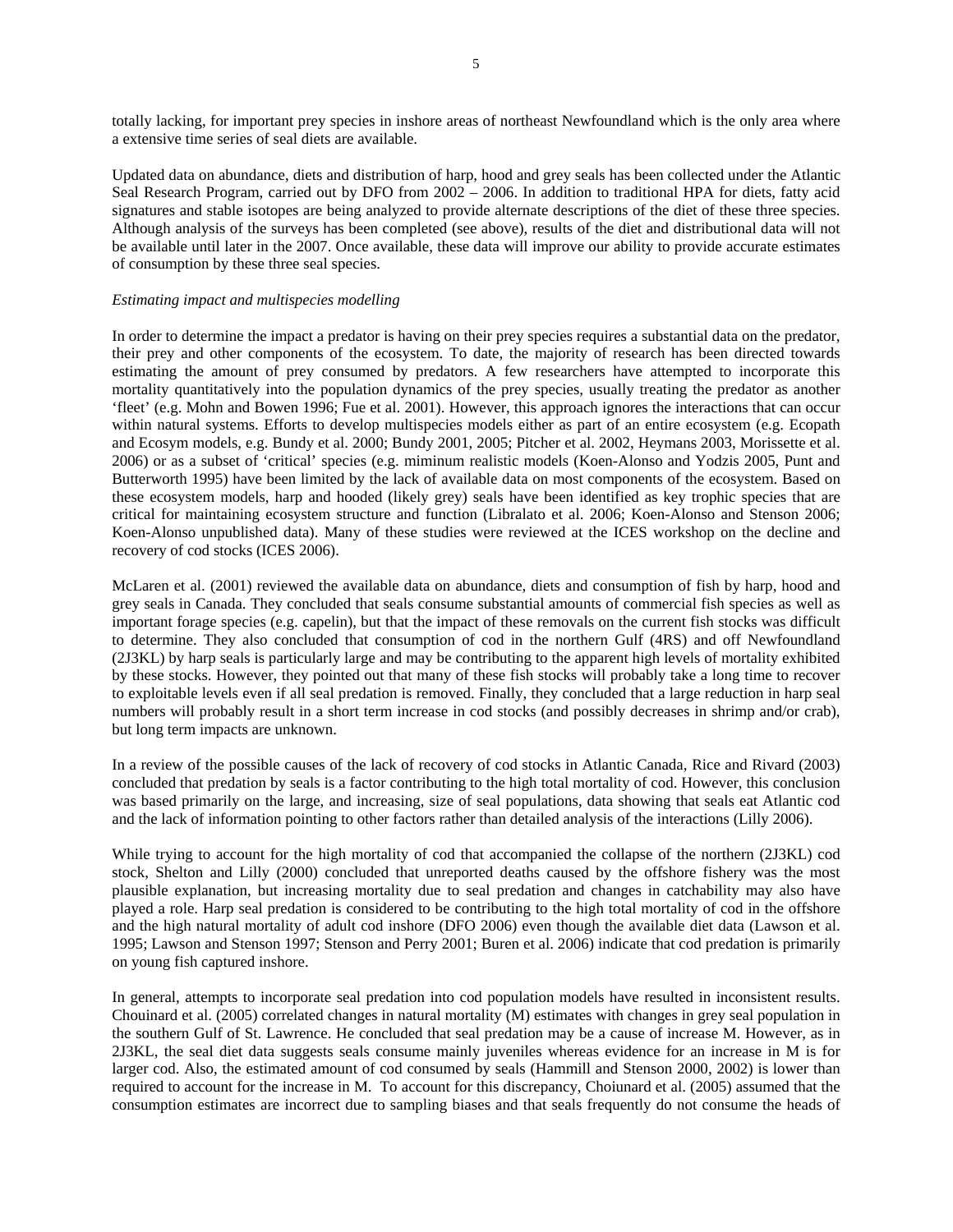totally lacking, for important prey species in inshore areas of northeast Newfoundland which is the only area where a extensive time series of seal diets are available.

Updated data on abundance, diets and distribution of harp, hood and grey seals has been collected under the Atlantic Seal Research Program, carried out by DFO from 2002 – 2006. In addition to traditional HPA for diets, fatty acid signatures and stable isotopes are being analyzed to provide alternate descriptions of the diet of these three species. Although analysis of the surveys has been completed (see above), results of the diet and distributional data will not be available until later in the 2007. Once available, these data will improve our ability to provide accurate estimates of consumption by these three seal species.

*Estimating impact and multispecies modelling*

In order to determine the impact a predator is having on their prey species requires a substantial data on the predator, their prey and other components of the ecosystem. To date, the majority of research has been directed towards estimating the amount of prey consumed by predators. A few researchers have attempted to incorporate this mortality quantitatively into the population dynamics of the prey species, usually treating the predator as another 'fleet' (e.g. Mohn and Bowen 1996; Fue et al. 2001). However, this approach ignores the interactions that can occur within natural systems. Efforts to develop multispecies models either as part of an entire ecosystem (e.g. Ecopath and Ecosym models, e.g. Bundy et al. 2000; Bundy 2001, 2005; Pitcher et al. 2002, Heymans 2003, Morissette et al. 2006) or as a subset of 'critical' species (e.g. miminum realistic models (Koen-Alonso and Yodzis 2005, Punt and Butterworth 1995) have been limited by the lack of available data on most components of the ecosystem. Based on these ecosystem models, harp and hooded (likely grey) seals have been identified as key trophic species that are critical for maintaining ecosystem structure and function (Libralato et al. 2006; Koen-Alonso and Stenson 2006; Koen-Alonso unpublished data). Many of these studies were reviewed at the ICES workshop on the decline and recovery of cod stocks (ICES 2006).

McLaren et al. (2001) reviewed the available data on abundance, diets and consumption of fish by harp, hood and grey seals in Canada. They concluded that seals consume substantial amounts of commercial fish species as well as important forage species (e.g. capelin), but that the impact of these removals on the current fish stocks was difficult to determine. They also concluded that consumption of cod in the northern Gulf (4RS) and off Newfoundland (2J3KL) by harp seals is particularly large and may be contributing to the apparent high levels of mortality exhibited by these stocks. However, they pointed out that many of these fish stocks will probably take a long time to recover to exploitable levels even if all seal predation is removed. Finally, they concluded that a large reduction in harp seal numbers will probably result in a short term increase in cod stocks (and possibly decreases in shrimp and/or crab), but long term impacts are unknown.

In a review of the possible causes of the lack of recovery of cod stocks in Atlantic Canada, Rice and Rivard (2003) concluded that predation by seals is a factor contributing to the high total mortality of cod. However, this conclusion was based primarily on the large, and increasing, size of seal populations, data showing that seals eat Atlantic cod and the lack of information pointing to other factors rather than detailed analysis of the interactions (Lilly 2006).

While trying to account for the high mortality of cod that accompanied the collapse of the northern (2J3KL) cod stock, Shelton and Lilly (2000) concluded that unreported deaths caused by the offshore fishery was the most plausible explanation, but increasing mortality due to seal predation and changes in catchability may also have played a role. Harp seal predation is considered to be contributing to the high total mortality of cod in the offshore and the high natural mortality of adult cod inshore (DFO 2006) even though the available diet data (Lawson et al. 1995; Lawson and Stenson 1997; Stenson and Perry 2001; Buren et al. 2006) indicate that cod predation is primarily on young fish captured inshore.

In general, attempts to incorporate seal predation into cod population models have resulted in inconsistent results. Chouinard et al. (2005) correlated changes in natural mortality (M) estimates with changes in grey seal population in the southern Gulf of St. Lawrence. He concluded that seal predation may be a cause of increase M. However, as in 2J3KL, the seal diet data suggests seals consume mainly juveniles whereas evidence for an increase in M is for larger cod. Also, the estimated amount of cod consumed by seals (Hammill and Stenson 2000, 2002) is lower than required to account for the increase in M. To account for this discrepancy, Choiunard et al. (2005) assumed that the consumption estimates are incorrect due to sampling biases and that seals frequently do not consume the heads of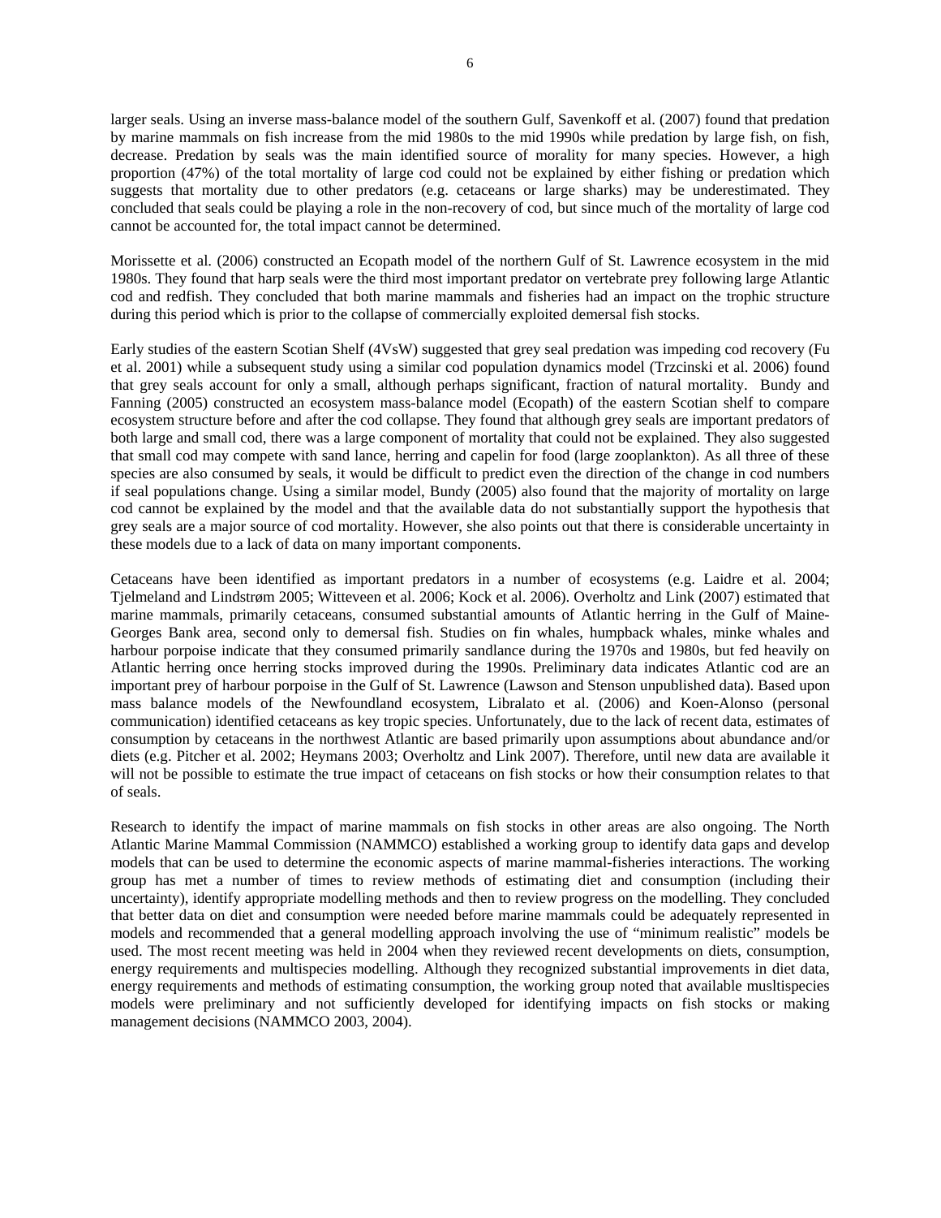larger seals. Using an inverse mass-balance model of the southern Gulf, Savenkoff et al. (2007) found that predation by marine mammals on fish increase from the mid 1980s to the mid 1990s while predation by large fish, on fish, decrease. Predation by seals was the main identified source of morality for many species. However, a high proportion (47%) of the total mortality of large cod could not be explained by either fishing or predation which suggests that mortality due to other predators (e.g. cetaceans or large sharks) may be underestimated. They concluded that seals could be playing a role in the non-recovery of cod, but since much of the mortality of large cod cannot be accounted for, the total impact cannot be determined.

Morissette et al. (2006) constructed an Ecopath model of the northern Gulf of St. Lawrence ecosystem in the mid 1980s. They found that harp seals were the third most important predator on vertebrate prey following large Atlantic cod and redfish. They concluded that both marine mammals and fisheries had an impact on the trophic structure during this period which is prior to the collapse of commercially exploited demersal fish stocks.

Early studies of the eastern Scotian Shelf (4VsW) suggested that grey seal predation was impeding cod recovery (Fu et al. 2001) while a subsequent study using a similar cod population dynamics model (Trzcinski et al. 2006) found that grey seals account for only a small, although perhaps significant, fraction of natural mortality. Bundy and Fanning (2005) constructed an ecosystem mass-balance model (Ecopath) of the eastern Scotian shelf to compare ecosystem structure before and after the cod collapse. They found that although grey seals are important predators of both large and small cod, there was a large component of mortality that could not be explained. They also suggested that small cod may compete with sand lance, herring and capelin for food (large zooplankton). As all three of these species are also consumed by seals, it would be difficult to predict even the direction of the change in cod numbers if seal populations change. Using a similar model, Bundy (2005) also found that the majority of mortality on large cod cannot be explained by the model and that the available data do not substantially support the hypothesis that grey seals are a major source of cod mortality. However, she also points out that there is considerable uncertainty in these models due to a lack of data on many important components.

Cetaceans have been identified as important predators in a number of ecosystems (e.g. Laidre et al. 2004; Tjelmeland and Lindstrøm 2005; Witteveen et al. 2006; Kock et al. 2006). Overholtz and Link (2007) estimated that marine mammals, primarily cetaceans, consumed substantial amounts of Atlantic herring in the Gulf of Maine-Georges Bank area, second only to demersal fish. Studies on fin whales, humpback whales, minke whales and harbour porpoise indicate that they consumed primarily sandlance during the 1970s and 1980s, but fed heavily on Atlantic herring once herring stocks improved during the 1990s. Preliminary data indicates Atlantic cod are an important prey of harbour porpoise in the Gulf of St. Lawrence (Lawson and Stenson unpublished data). Based upon mass balance models of the Newfoundland ecosystem, Libralato et al. (2006) and Koen-Alonso (personal communication) identified cetaceans as key tropic species. Unfortunately, due to the lack of recent data, estimates of consumption by cetaceans in the northwest Atlantic are based primarily upon assumptions about abundance and/or diets (e.g. Pitcher et al. 2002; Heymans 2003; Overholtz and Link 2007). Therefore, until new data are available it will not be possible to estimate the true impact of cetaceans on fish stocks or how their consumption relates to that of seals.

Research to identify the impact of marine mammals on fish stocks in other areas are also ongoing. The North Atlantic Marine Mammal Commission (NAMMCO) established a working group to identify data gaps and develop models that can be used to determine the economic aspects of marine mammal-fisheries interactions. The working group has met a number of times to review methods of estimating diet and consumption (including their uncertainty), identify appropriate modelling methods and then to review progress on the modelling. They concluded that better data on diet and consumption were needed before marine mammals could be adequately represented in models and recommended that a general modelling approach involving the use of "minimum realistic" models be used. The most recent meeting was held in 2004 when they reviewed recent developments on diets, consumption, energy requirements and multispecies modelling. Although they recognized substantial improvements in diet data, energy requirements and methods of estimating consumption, the working group noted that available musltispecies models were preliminary and not sufficiently developed for identifying impacts on fish stocks or making management decisions (NAMMCO 2003, 2004).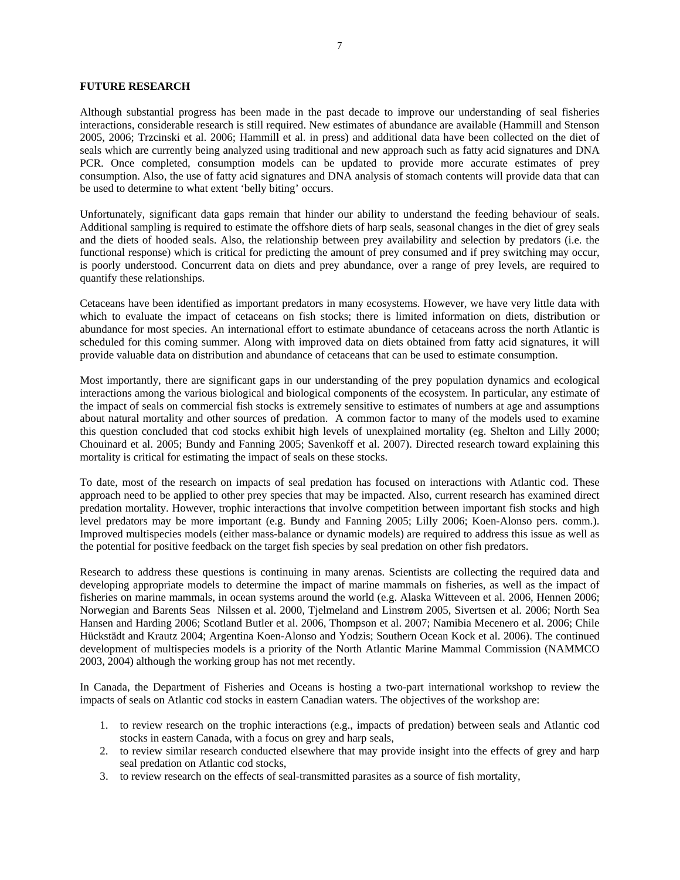## FUTURE RESEARCH

Although substantial progress has been made in the past decade to improve our understanding of seal fisheries interactions, considerable research is still required. New estimates of abundance are available (Hammill and Stenson 2005, 2006; Trzcinski et al. 2006; Hammill et al. in press) and additional data have been collected on the diet of seals which are currently being analyzed using traditional and new approach such as fatty acid signatures and DNA PCR. Once completed, consumption models can be updated to provide more accurate estimates of prey consumption. Also, the use of fatty acid signatures and DNA analysis of stomach contents will provide data that can be used to determine to what extent 'belly biting' occurs.

Unfortunately, significant data gaps remain that hinder our ability to understand the feeding behaviour of seals. Additional sampling is required to estimate the offshore diets of harp seals, seasonal changes in the diet of grey seals and the diets of hooded seals. Also, the relationship between prey availability and selection by predators (i.e. the functional response) which is critical for predicting the amount of prey consumed and if prey switching may occur, is poorly understood. Concurrent data on diets and prey abundance, over a range of prey levels, are required to quantify these relationships.

Cetaceans have been identified as important predators in many ecosystems. However, we have very little data with which to evaluate the impact of cetaceans on fish stocks; there is limited information on diets, distribution or abundance for most species. An international effort to estimate abundance of cetaceans across the north Atlantic is scheduled for this coming summer. Along with improved data on diets obtained from fatty acid signatures, it will provide valuable data on distribution and abundance of cetaceans that can be used to estimate consumption.

Most importantly, there are significant gaps in our understanding of the prey population dynamics and ecological interactions among the various biological and biological components of the ecosystem. In particular, any estimate of the impact of seals on commercial fish stocks is extremely sensitive to estimates of numbers at age and assumptions about natural mortality and other sources of predation. A common factor to many of the models used to examine this question concluded that cod stocks exhibit high levels of unexplained mortality (eg. Shelton and Lilly 2000; Chouinard et al. 2005; Bundy and Fanning 2005; Savenkoff et al. 2007). Directed research toward explaining this mortality is critical for estimating the impact of seals on these stocks.

To date, most of the research on impacts of seal predation has focused on interactions with Atlantic cod. These approach need to be applied to other prey species that may be impacted. Also, current research has examined direct predation mortality. However, trophic interactions that involve competition between important fish stocks and high level predators may be more important (e.g. Bundy and Fanning 2005; Lilly 2006; Koen-Alonso pers. comm.). Improved multispecies models (either mass-balance or dynamic models) are required to address this issue as well as the potential for positive feedback on the target fish species by seal predation on other fish predators.

Research to address these questions is continuing in many arenas. Scientists are collecting the required data and developing appropriate models to determine the impact of marine mammals on fisheries, as well as the impact of fisheries on marine mammals, in ocean systems around the world (e.g. Alaska Witteveen et al. 2006, Hennen 2006; Norwegian and Barents Seas Nilssen et al. 2000, Tjelmeland and Linstrøm 2005, Sivertsen et al. 2006; North Sea Hansen and Harding 2006; Scotland Butler et al. 2006, Thompson et al. 2007; Namibia Mecenero et al. 2006; Chile Hückstädt and Krautz 2004; Argentina Koen-Alonso and Yodzis; Southern Ocean Kock et al. 2006). The continued development of multispecies models is a priority of the North Atlantic Marine Mammal Commission (NAMMCO 2003, 2004) although the working group has not met recently.

In Canada, the Department of Fisheries and Oceans is hosting a two-part international workshop to review the impacts of seals on Atlantic cod stocks in eastern Canadian waters. The objectives of the workshop are:

1. to review research on the trophic interactions (e.g., impacts of predation) between seals and Atlantic cod stocks in eastern Canada, with a focus on grey and harp seals,
2. to review similar research conducted elsewhere that may provide insight into the effects of grey and harp seal predation on Atlantic cod stocks,
3. to review research on the effects of seal-transmitted parasites as a source of fish mortality,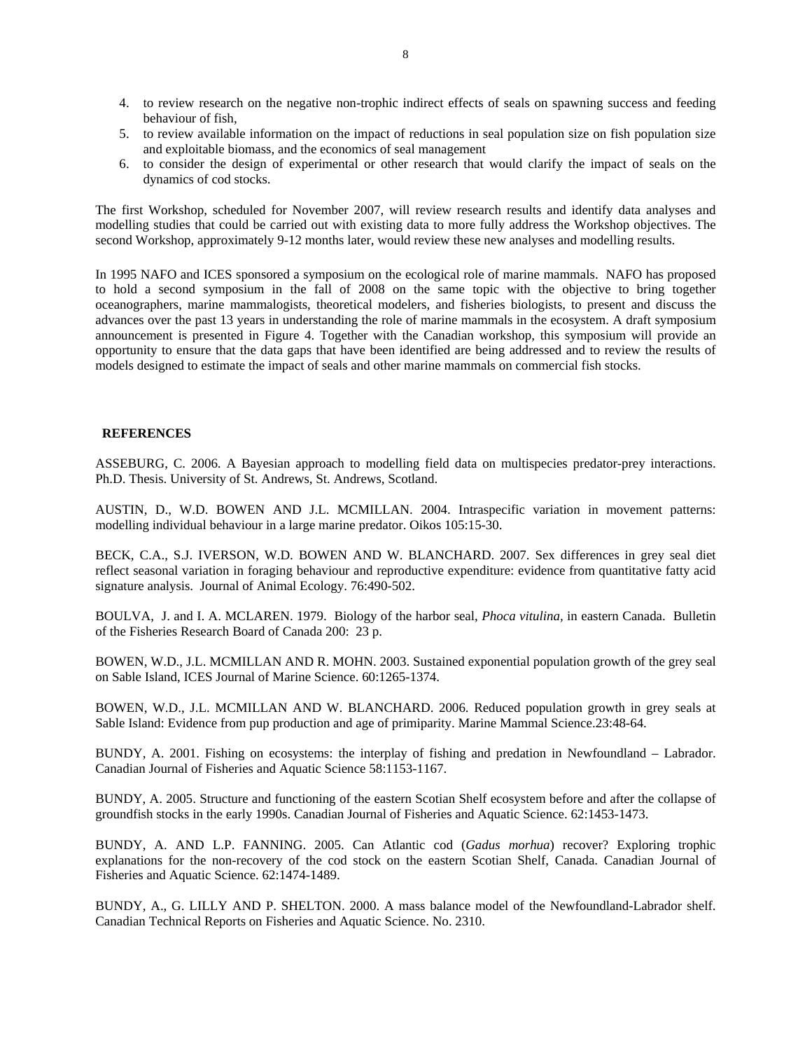4. to review research on the negative non-trophic indirect effects of seals on spawning success and feeding behaviour of fish,
5. to review available information on the impact of reductions in seal population size on fish population size and exploitable biomass, and the economics of seal management
6. to consider the design of experimental or other research that would clarify the impact of seals on the dynamics of cod stocks.

The first Workshop, scheduled for November 2007, will review research results and identify data analyses and modelling studies that could be carried out with existing data to more fully address the Workshop objectives. The second Workshop, approximately 9-12 months later, would review these new analyses and modelling results.

In 1995 NAFO and ICES sponsored a symposium on the ecological role of marine mammals. NAFO has proposed to hold a second symposium in the fall of 2008 on the same topic with the objective to bring together oceanographers, marine mammalogists, theoretical modelers, and fisheries biologists, to present and discuss the advances over the past 13 years in understanding the role of marine mammals in the ecosystem. A draft symposium announcement is presented in Figure 4. Together with the Canadian workshop, this symposium will provide an opportunity to ensure that the data gaps that have been identified are being addressed and to review the results of models designed to estimate the impact of seals and other marine mammals on commercial fish stocks.

## REFERENCES

ASSEBURG, C. 2006. A Bayesian approach to modelling field data on multispecies predator-prey interactions. Ph.D. Thesis. University of St. Andrews, St. Andrews, Scotland.

AUSTIN, D., W.D. BOWEN AND J.L. MCMILLAN. 2004. Intraspecific variation in movement patterns: modelling individual behaviour in a large marine predator. Oikos 105:15-30.

BECK, C.A., S.J. IVERSON, W.D. BOWEN AND W. BLANCHARD. 2007. Sex differences in grey seal diet reflect seasonal variation in foraging behaviour and reproductive expenditure: evidence from quantitative fatty acid signature analysis. Journal of Animal Ecology. 76:490-502.

BOULVA, J. and I. A. MCLAREN. 1979. Biology of the harbor seal, *Phoca vitulina*, in eastern Canada. Bulletin of the Fisheries Research Board of Canada 200: 23 p.

BOWEN, W.D., J.L. MCMILLAN AND R. MOHN. 2003. Sustained exponential population growth of the grey seal on Sable Island, ICES Journal of Marine Science. 60:1265-1374.

BOWEN, W.D., J.L. MCMILLAN AND W. BLANCHARD. 2006. Reduced population growth in grey seals at Sable Island: Evidence from pup production and age of primiparity. Marine Mammal Science.23:48-64.

BUNDY, A. 2001. Fishing on ecosystems: the interplay of fishing and predation in Newfoundland – Labrador. Canadian Journal of Fisheries and Aquatic Science 58:1153-1167.

BUNDY, A. 2005. Structure and functioning of the eastern Scotian Shelf ecosystem before and after the collapse of groundfish stocks in the early 1990s. Canadian Journal of Fisheries and Aquatic Science. 62:1453-1473.

BUNDY, A. AND L.P. FANNING. 2005. Can Atlantic cod (*Gadus morhua*) recover? Exploring trophic explanations for the non-recovery of the cod stock on the eastern Scotian Shelf, Canada. Canadian Journal of Fisheries and Aquatic Science. 62:1474-1489.

BUNDY, A., G. LILLY AND P. SHELTON. 2000. A mass balance model of the Newfoundland-Labrador shelf. Canadian Technical Reports on Fisheries and Aquatic Science. No. 2310.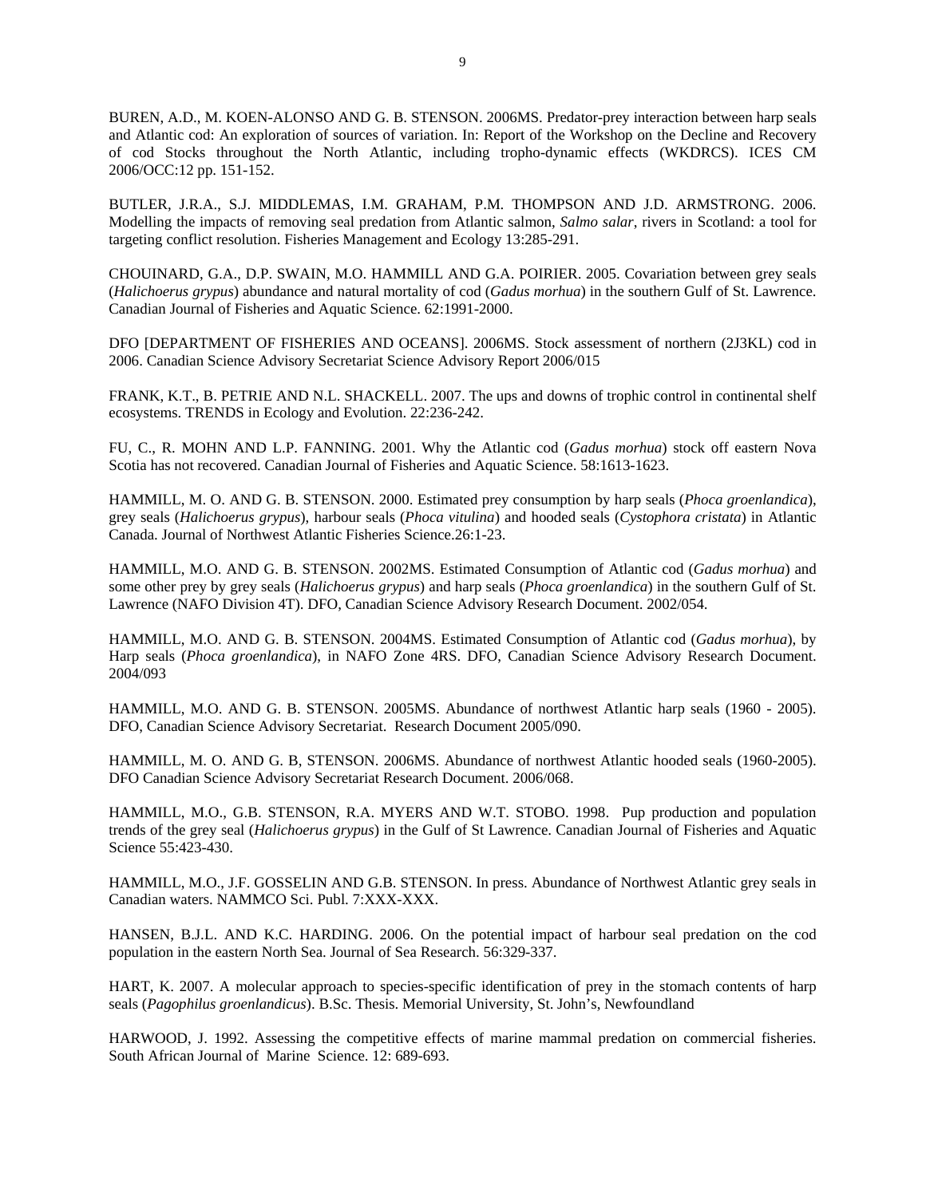BUREN, A.D., M. KOEN-ALONSO AND G. B. STENSON. 2006MS. Predator-prey interaction between harp seals and Atlantic cod: An exploration of sources of variation. In: Report of the Workshop on the Decline and Recovery of cod Stocks throughout the North Atlantic, including tropho-dynamic effects (WKDRCS). ICES CM 2006/OCC:12 pp. 151-152.

BUTLER, J.R.A., S.J. MIDDLEMAS, I.M. GRAHAM, P.M. THOMPSON AND J.D. ARMSTRONG. 2006. Modelling the impacts of removing seal predation from Atlantic salmon, *Salmo salar*, rivers in Scotland: a tool for targeting conflict resolution. Fisheries Management and Ecology 13:285-291.

CHOUINARD, G.A., D.P. SWAIN, M.O. HAMMILL AND G.A. POIRIER. 2005. Covariation between grey seals (*Halichoerus grypus*) abundance and natural mortality of cod (*Gadus morhua*) in the southern Gulf of St. Lawrence. Canadian Journal of Fisheries and Aquatic Science. 62:1991-2000.

DFO [DEPARTMENT OF FISHERIES AND OCEANS]. 2006MS. Stock assessment of northern (2J3KL) cod in 2006. Canadian Science Advisory Secretariat Science Advisory Report 2006/015

FRANK, K.T., B. PETRIE AND N.L. SHACKELL. 2007. The ups and downs of trophic control in continental shelf ecosystems. TRENDS in Ecology and Evolution. 22:236-242.

FU, C., R. MOHN AND L.P. FANNING. 2001. Why the Atlantic cod (*Gadus morhua*) stock off eastern Nova Scotia has not recovered. Canadian Journal of Fisheries and Aquatic Science. 58:1613-1623.

HAMMILL, M. O. AND G. B. STENSON. 2000. Estimated prey consumption by harp seals (*Phoca groenlandica*), grey seals (*Halichoerus grypus*), harbour seals (*Phoca vitulina*) and hooded seals (*Cystophora cristata*) in Atlantic Canada. Journal of Northwest Atlantic Fisheries Science.26:1-23.

HAMMILL, M.O. AND G. B. STENSON. 2002MS. Estimated Consumption of Atlantic cod (*Gadus morhua*) and some other prey by grey seals (*Halichoerus grypus*) and harp seals (*Phoca groenlandica*) in the southern Gulf of St. Lawrence (NAFO Division 4T). DFO, Canadian Science Advisory Research Document. 2002/054.

HAMMILL, M.O. AND G. B. STENSON. 2004MS. Estimated Consumption of Atlantic cod (*Gadus morhua*), by Harp seals (*Phoca groenlandica*), in NAFO Zone 4RS. DFO, Canadian Science Advisory Research Document. 2004/093

HAMMILL, M.O. AND G. B. STENSON. 2005MS. Abundance of northwest Atlantic harp seals (1960 - 2005). DFO, Canadian Science Advisory Secretariat. Research Document 2005/090.

HAMMILL, M. O. AND G. B, STENSON. 2006MS. Abundance of northwest Atlantic hooded seals (1960-2005). DFO Canadian Science Advisory Secretariat Research Document. 2006/068.

HAMMILL, M.O., G.B. STENSON, R.A. MYERS AND W.T. STOBO. 1998. Pup production and population trends of the grey seal (*Halichoerus grypus*) in the Gulf of St Lawrence. Canadian Journal of Fisheries and Aquatic Science 55:423-430.

HAMMILL, M.O., J.F. GOSSELIN AND G.B. STENSON. In press. Abundance of Northwest Atlantic grey seals in Canadian waters. NAMMCO Sci. Publ. 7:XXX-XXX.

HANSEN, B.J.L. AND K.C. HARDING. 2006. On the potential impact of harbour seal predation on the cod population in the eastern North Sea. Journal of Sea Research. 56:329-337.

HART, K. 2007. A molecular approach to species-specific identification of prey in the stomach contents of harp seals (*Pagophilus groenlandicus*). B.Sc. Thesis. Memorial University, St. John's, Newfoundland

HARWOOD, J. 1992. Assessing the competitive effects of marine mammal predation on commercial fisheries. South African Journal of Marine Science. 12: 689-693.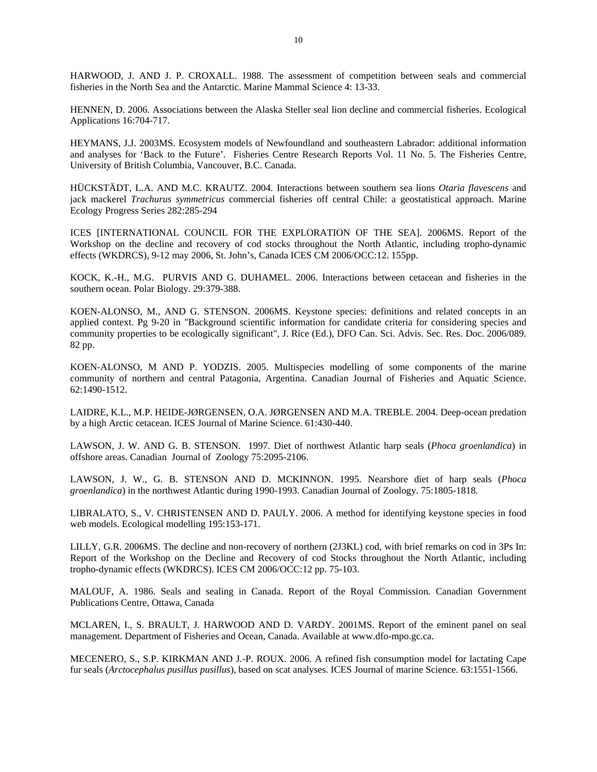HARWOOD, J. AND J. P. CROXALL. 1988. The assessment of competition between seals and commercial fisheries in the North Sea and the Antarctic. Marine Mammal Science 4: 13-33.

HENNEN, D. 2006. Associations between the Alaska Steller seal lion decline and commercial fisheries. Ecological Applications 16:704-717.

HEYMANS, J.J. 2003MS. Ecosystem models of Newfoundland and southeastern Labrador: additional information and analyses for 'Back to the Future'. Fisheries Centre Research Reports Vol. 11 No. 5. The Fisheries Centre, University of British Columbia, Vancouver, B.C. Canada.

HÜCKSTÄDT, L.A. AND M.C. KRAUTZ. 2004. Interactions between southern sea lions *Otaria flavescens* and jack mackerel *Trachurus symmetricus* commercial fisheries off central Chile: a geostatistical approach. Marine Ecology Progress Series 282:285-294

ICES [INTERNATIONAL COUNCIL FOR THE EXPLORATION OF THE SEA]. 2006MS. Report of the Workshop on the decline and recovery of cod stocks throughout the North Atlantic, including tropho-dynamic effects (WKDRCS), 9-12 may 2006, St. John's, Canada ICES CM 2006/OCC:12. 155pp.

KOCK, K.-H., M.G. PURVIS AND G. DUHAMEL. 2006. Interactions between cetacean and fisheries in the southern ocean. Polar Biology. 29:379-388.

KOEN-ALONSO, M., AND G. STENSON. 2006MS. Keystone species: definitions and related concepts in an applied context. Pg 9-20 in "Background scientific information for candidate criteria for considering species and community properties to be ecologically significant", J. Rice (Ed.), DFO Can. Sci. Advis. Sec. Res. Doc. 2006/089. 82 pp.

KOEN-ALONSO, M AND P. YODZIS. 2005. Multispecies modelling of some components of the marine community of northern and central Patagonia, Argentina. Canadian Journal of Fisheries and Aquatic Science. 62:1490-1512.

LAIDRE, K.L., M.P. HEIDE-JØRGENSEN, O.A. JØRGENSEN AND M.A. TREBLE. 2004. Deep-ocean predation by a high Arctic cetacean. ICES Journal of Marine Science. 61:430-440.

LAWSON, J. W. AND G. B. STENSON. 1997. Diet of northwest Atlantic harp seals (*Phoca groenlandica*) in offshore areas. Canadian Journal of Zoology 75:2095-2106.

LAWSON, J. W., G. B. STENSON AND D. MCKINNON. 1995. Nearshore diet of harp seals (*Phoca groenlandica*) in the northwest Atlantic during 1990-1993. Canadian Journal of Zoology. 75:1805-1818.

LIBRALATO, S., V. CHRISTENSEN AND D. PAULY. 2006. A method for identifying keystone species in food web models. Ecological modelling 195:153-171.

LILLY, G.R. 2006MS. The decline and non-recovery of northern (2J3KL) cod, with brief remarks on cod in 3Ps In: Report of the Workshop on the Decline and Recovery of cod Stocks throughout the North Atlantic, including tropho-dynamic effects (WKDRCS). ICES CM 2006/OCC:12 pp. 75-103.

MALOUF, A. 1986. Seals and sealing in Canada. Report of the Royal Commission. Canadian Government Publications Centre, Ottawa, Canada

MCLAREN, I., S. BRAULT, J. HARWOOD AND D. VARDY. 2001MS. Report of the eminent panel on seal management. Department of Fisheries and Ocean, Canada. Available at www.dfo-mpo.gc.ca.

MECENERO, S., S.P. KIRKMAN AND J.-P. ROUX. 2006. A refined fish consumption model for lactating Cape fur seals (*Arctocephalus pusillus pusillus*), based on scat analyses. ICES Journal of marine Science. 63:1551-1566.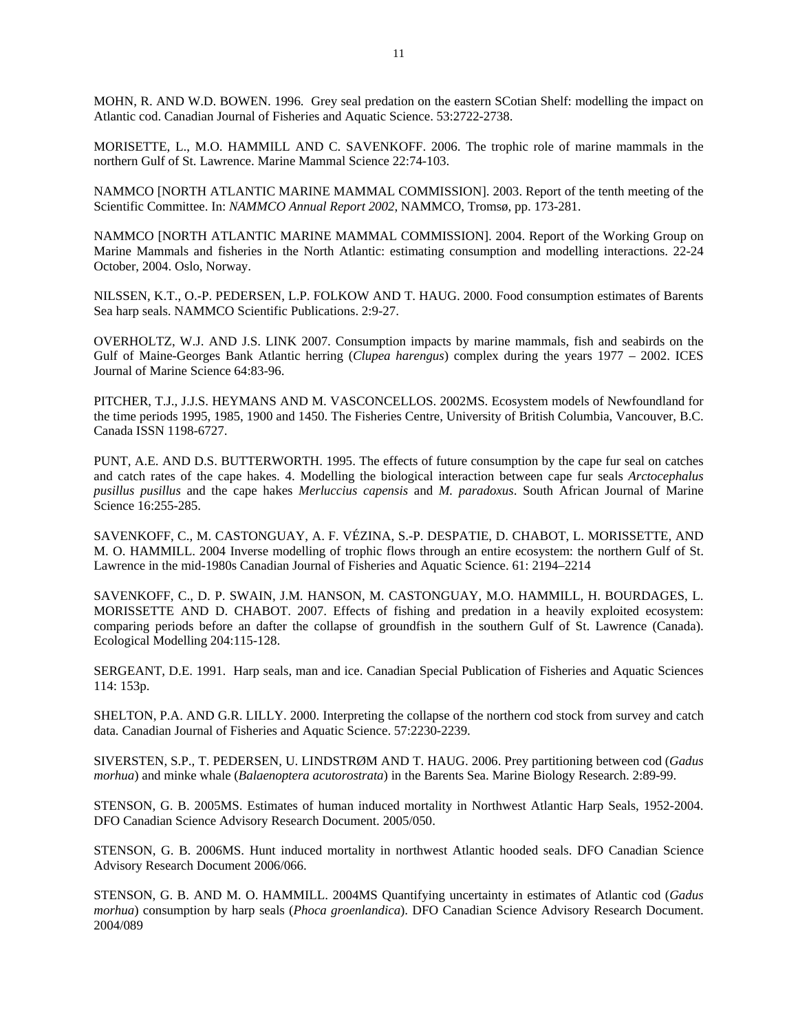MOHN, R. AND W.D. BOWEN. 1996. Grey seal predation on the eastern SCotian Shelf: modelling the impact on Atlantic cod. Canadian Journal of Fisheries and Aquatic Science. 53:2722-2738.

MORISETTE, L., M.O. HAMMILL AND C. SAVENKOFF. 2006. The trophic role of marine mammals in the northern Gulf of St. Lawrence. Marine Mammal Science 22:74-103.

NAMMCO [NORTH ATLANTIC MARINE MAMMAL COMMISSION]. 2003. Report of the tenth meeting of the Scientific Committee. In: *NAMMCO Annual Report 2002*, NAMMCO, Tromsø, pp. 173-281.

NAMMCO [NORTH ATLANTIC MARINE MAMMAL COMMISSION]. 2004. Report of the Working Group on Marine Mammals and fisheries in the North Atlantic: estimating consumption and modelling interactions. 22-24 October, 2004. Oslo, Norway.

NILSSEN, K.T., O.-P. PEDERSEN, L.P. FOLKOW AND T. HAUG. 2000. Food consumption estimates of Barents Sea harp seals. NAMMCO Scientific Publications. 2:9-27.

OVERHOLTZ, W.J. AND J.S. LINK 2007. Consumption impacts by marine mammals, fish and seabirds on the Gulf of Maine-Georges Bank Atlantic herring (*Clupea harengus*) complex during the years 1977 – 2002. ICES Journal of Marine Science 64:83-96.

PITCHER, T.J., J.J.S. HEYMANS AND M. VASCONCELLOS. 2002MS. Ecosystem models of Newfoundland for the time periods 1995, 1985, 1900 and 1450. The Fisheries Centre, University of British Columbia, Vancouver, B.C. Canada ISSN 1198-6727.

PUNT, A.E. AND D.S. BUTTERWORTH. 1995. The effects of future consumption by the cape fur seal on catches and catch rates of the cape hakes. 4. Modelling the biological interaction between cape fur seals *Arctocephalus pusillus pusillus* and the cape hakes *Merluccius capensis* and *M. paradoxus*. South African Journal of Marine Science 16:255-285.

SAVENKOFF, C., M. CASTONGUAY, A. F. VÉZINA, S.-P. DESPATIE, D. CHABOT, L. MORISSETTE, AND M. O. HAMMILL. 2004 Inverse modelling of trophic flows through an entire ecosystem: the northern Gulf of St. Lawrence in the mid-1980s Canadian Journal of Fisheries and Aquatic Science. 61: 2194–2214

SAVENKOFF, C., D. P. SWAIN, J.M. HANSON, M. CASTONGUAY, M.O. HAMMILL, H. BOURDAGES, L. MORISSETTE AND D. CHABOT. 2007. Effects of fishing and predation in a heavily exploited ecosystem: comparing periods before an dafter the collapse of groundfish in the southern Gulf of St. Lawrence (Canada). Ecological Modelling 204:115-128.

SERGEANT, D.E. 1991. Harp seals, man and ice. Canadian Special Publication of Fisheries and Aquatic Sciences 114: 153p.

SHELTON, P.A. AND G.R. LILLY. 2000. Interpreting the collapse of the northern cod stock from survey and catch data. Canadian Journal of Fisheries and Aquatic Science. 57:2230-2239.

SIVERSTEN, S.P., T. PEDERSEN, U. LINDSTRØM AND T. HAUG. 2006. Prey partitioning between cod (*Gadus morhua*) and minke whale (*Balaenoptera acutorostrata*) in the Barents Sea. Marine Biology Research. 2:89-99.

STENSON, G. B. 2005MS. Estimates of human induced mortality in Northwest Atlantic Harp Seals, 1952-2004. DFO Canadian Science Advisory Research Document. 2005/050.

STENSON, G. B. 2006MS. Hunt induced mortality in northwest Atlantic hooded seals. DFO Canadian Science Advisory Research Document 2006/066.

STENSON, G. B. AND M. O. HAMMILL. 2004MS Quantifying uncertainty in estimates of Atlantic cod (*Gadus morhua*) consumption by harp seals (*Phoca groenlandica*). DFO Canadian Science Advisory Research Document. 2004/089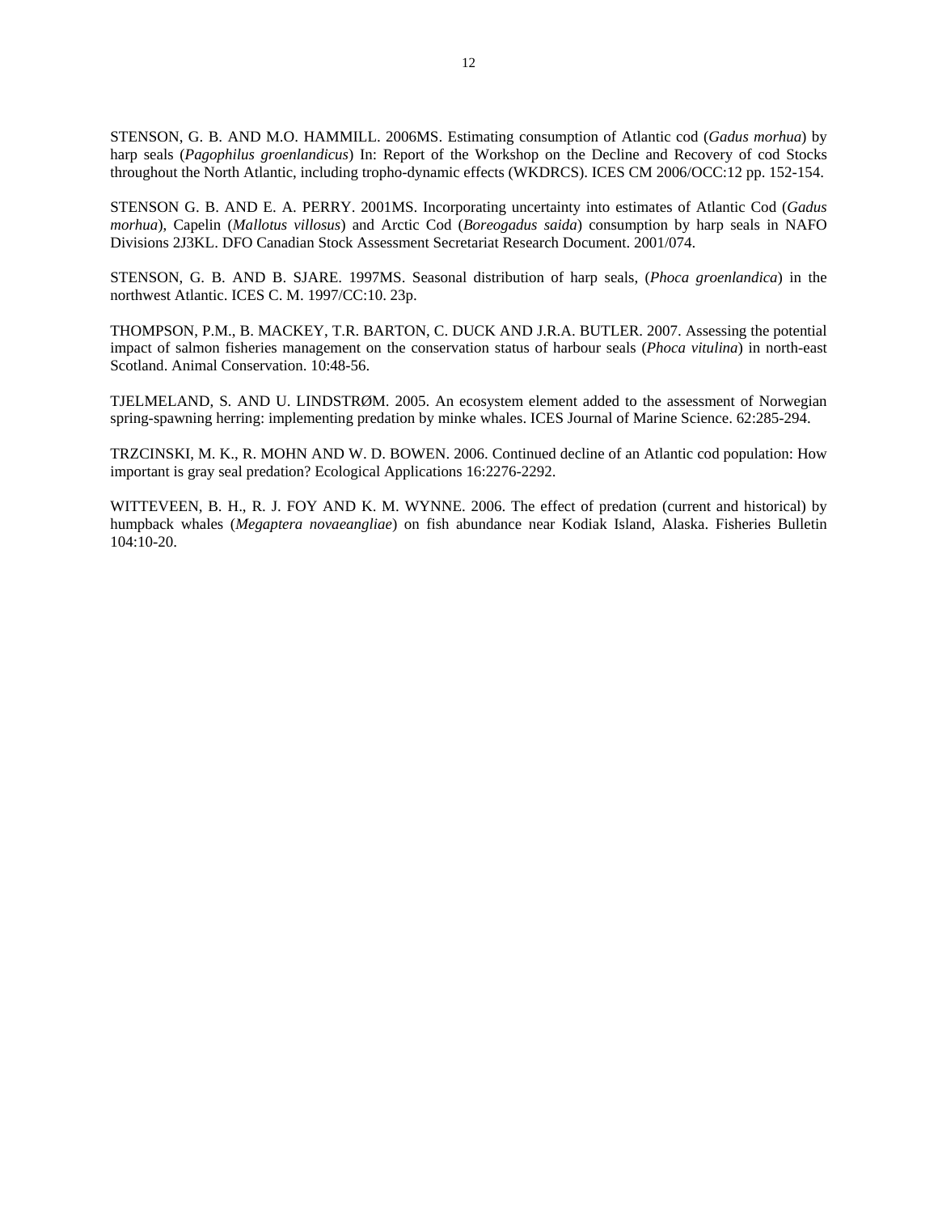STENSON, G. B. AND M.O. HAMMILL. 2006MS. Estimating consumption of Atlantic cod (*Gadus morhua*) by harp seals (*Pagophilus groenlandicus*) In: Report of the Workshop on the Decline and Recovery of cod Stocks throughout the North Atlantic, including tropho-dynamic effects (WKDRCS). ICES CM 2006/OCC:12 pp. 152-154.

STENSON G. B. AND E. A. PERRY. 2001MS. Incorporating uncertainty into estimates of Atlantic Cod (*Gadus morhua*), Capelin (*Mallotus villosus*) and Arctic Cod (*Boreogadus saida*) consumption by harp seals in NAFO Divisions 2J3KL. DFO Canadian Stock Assessment Secretariat Research Document. 2001/074.

STENSON, G. B. AND B. SJARE. 1997MS. Seasonal distribution of harp seals, (*Phoca groenlandica*) in the northwest Atlantic. ICES C. M. 1997/CC:10. 23p.

THOMPSON, P.M., B. MACKEY, T.R. BARTON, C. DUCK AND J.R.A. BUTLER. 2007. Assessing the potential impact of salmon fisheries management on the conservation status of harbour seals (*Phoca vitulina*) in north-east Scotland. Animal Conservation. 10:48-56.

TJELMELAND, S. AND U. LINDSTRØM. 2005. An ecosystem element added to the assessment of Norwegian spring-spawning herring: implementing predation by minke whales. ICES Journal of Marine Science. 62:285-294.

TRZCINSKI, M. K., R. MOHN AND W. D. BOWEN. 2006. Continued decline of an Atlantic cod population: How important is gray seal predation? Ecological Applications 16:2276-2292.

WITTEVEEN, B. H., R. J. FOY AND K. M. WYNNE. 2006. The effect of predation (current and historical) by humpback whales (*Megaptera novaeangliae*) on fish abundance near Kodiak Island, Alaska. Fisheries Bulletin 104:10-20.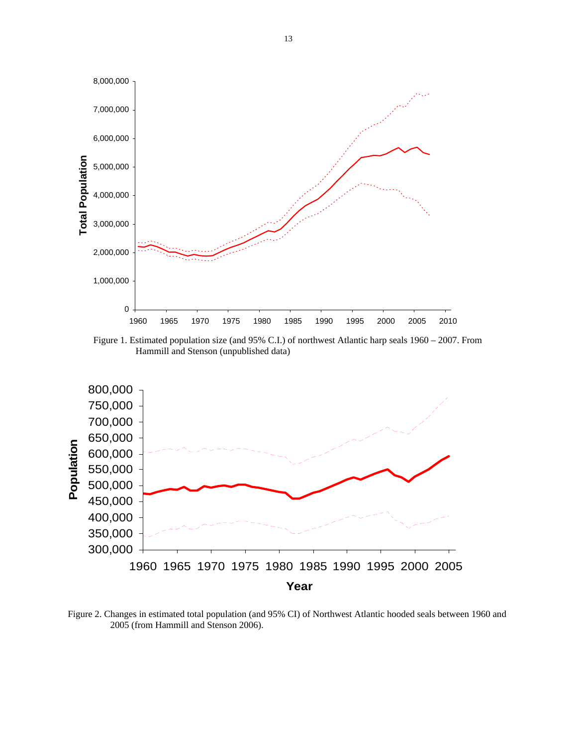Figure 1. Estimated population size (and 95% C.I.) of northwest Atlantic harp seals 1960 – 2007. From Hammill and Stenson (unpublished data)

Figure 2. Changes in estimated total population (and 95% CI) of Northwest Atlantic hooded seals between 1960 and 2005 (from Hammill and Stenson 2006).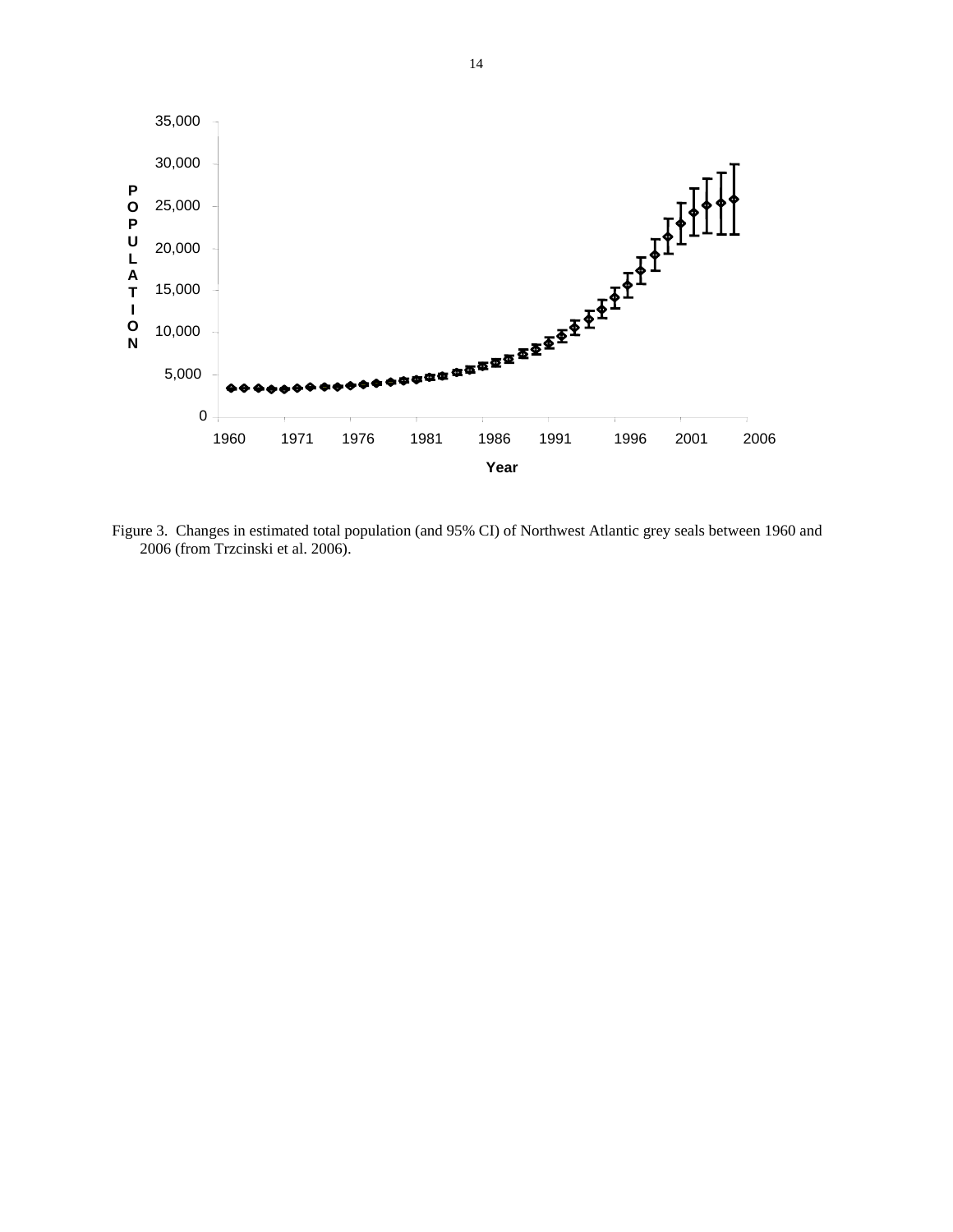Figure 3. Changes in estimated total population (and 95% CI) of Northwest Atlantic grey seals between 1960 and 2006 (from Trzcinski et al. 2006).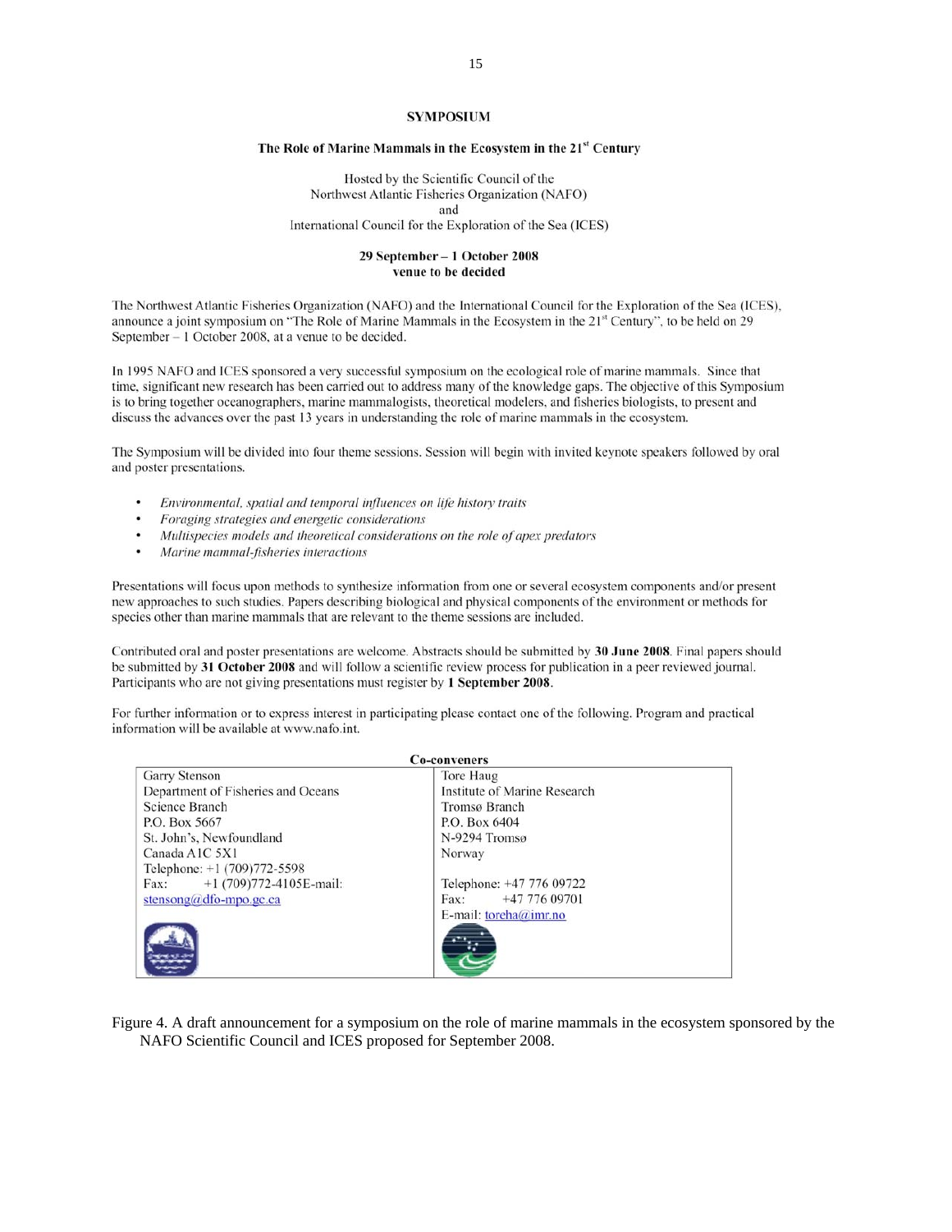**SYMPOSIUM**

**The Role of Marine Mammals in the Ecosystem in the 21st Century**

Hosted by the Scientific Council of the
Northwest Atlantic Fisheries Organization (NAFO)
and
International Council for the Exploration of the Sea (ICES)

**29 September – 1 October 2008**
**venue to be decided**

The Northwest Atlantic Fisheries Organization (NAFO) and the International Council for the Exploration of the Sea (ICES), announce a joint symposium on "The Role of Marine Mammals in the Ecosystem in the 21st Century", to be held on 29 September – 1 October 2008, at a venue to be decided.

In 1995 NAFO and ICES sponsored a very successful symposium on the ecological role of marine mammals. Since that time, significant new research has been carried out to address many of the knowledge gaps. The objective of this Symposium is to bring together oceanographers, marine mammalogists, theoretical modelers, and fisheries biologists, to present and discuss the advances over the past 13 years in understanding the role of marine mammals in the ecosystem.

The Symposium will be divided into four theme sessions. Session will begin with invited keynote speakers followed by oral and poster presentations.

- *Environmental, spatial and temporal influences on life history traits*
- *Foraging strategies and energetic considerations*
- *Multispecies models and theoretical considerations on the role of apex predators*
- *Marine mammal-fisheries interactions*

Presentations will focus upon methods to synthesize information from one or several ecosystem components and/or present new approaches to such studies. Papers describing biological and physical components of the environment or methods for species other than marine mammals that are relevant to the theme sessions are included.

Contributed oral and poster presentations are welcome. Abstracts should be submitted by **30 June 2008**. Final papers should be submitted by **31 October 2008** and will follow a scientific review process for publication in a peer reviewed journal. Participants who are not giving presentations must register by **1 September 2008**.

For further information or to express interest in participating please contact one of the following. Program and practical information will be available at www.nafo.int.

**Co-conveners**

| | |
|---|---|
| Garry Stenson<br>Department of Fisheries and Oceans<br>Science Branch<br>P.O. Box 5667<br>St. John's, Newfoundland<br>Canada A1C 5X1<br>Telephone: +1 (709)772-5598<br>Fax: +1 (709)772-4105E-mail:<br>stensong@dfo-mpo.gc.ca | Tore Haug<br>Institute of Marine Research<br>Tromsø Branch<br>P.O. Box 6404<br>N-9294 Tromsø<br>Norway<br><br>Telephone: +47 776 09722<br>Fax: +47 776 09701<br>E-mail: toreha@imr.no |

Figure 4. A draft announcement for a symposium on the role of marine mammals in the ecosystem sponsored by the NAFO Scientific Council and ICES proposed for September 2008.